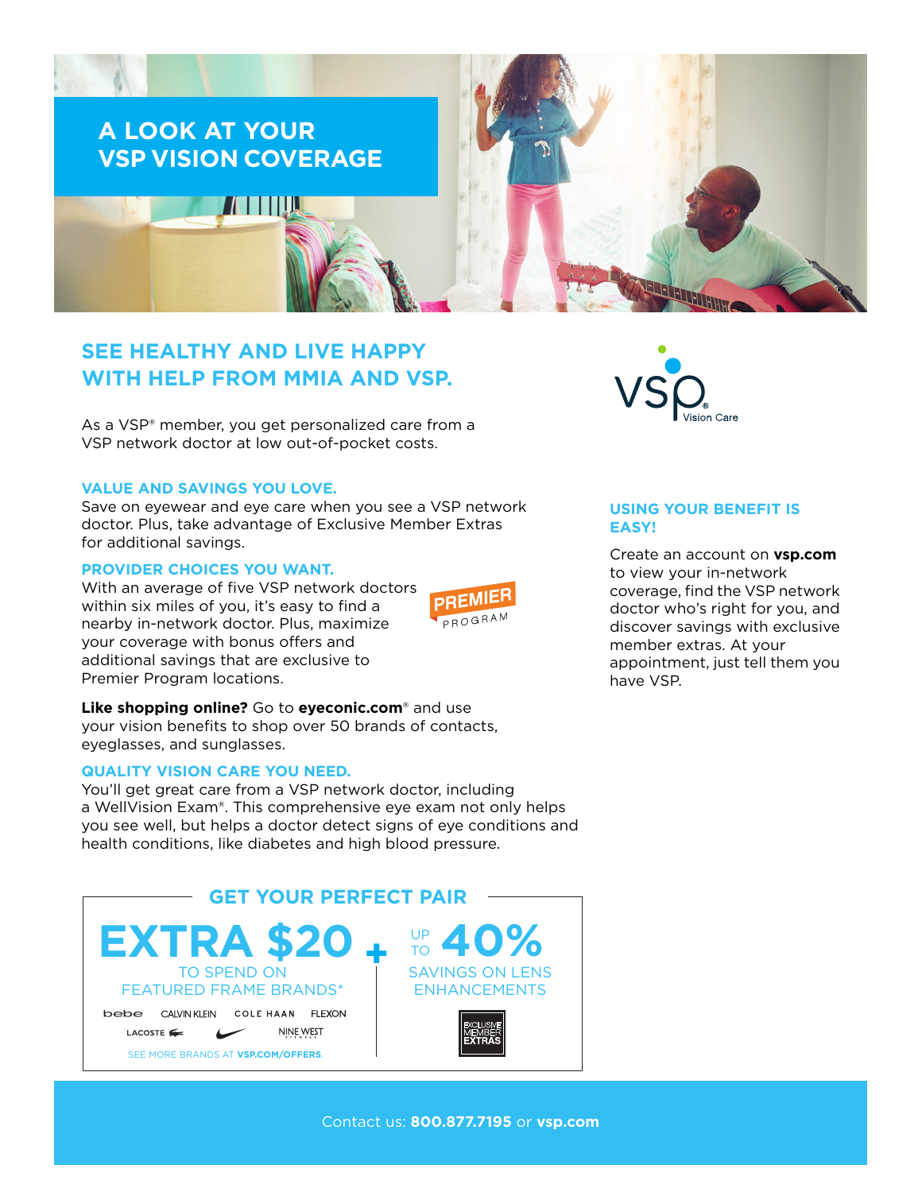# A LOOK AT YOUR VSP VISION COVERAGE

## SEE HEALTHY AND LIVE HAPPY WITH HELP FROM MMIA AND VSP.

As a VSP® member, you get personalized care from a VSP network doctor at low out-of-pocket costs.

### VALUE AND SAVINGS YOU LOVE.

Save on eyewear and eye care when you see a VSP network doctor. Plus, take advantage of Exclusive Member Extras for additional savings.

### PROVIDER CHOICES YOU WANT.

With an average of five VSP network doctors within six miles of you, it's easy to find a nearby in-network doctor. Plus, maximize your coverage with bonus offers and additional savings that are exclusive to Premier Program locations.

PREMIER PROGRAM

**Like shopping online?** Go to **eyeconic.com**® and use your vision benefits to shop over 50 brands of contacts, eyeglasses, and sunglasses.

### QUALITY VISION CARE YOU NEED.

You'll get great care from a VSP network doctor, including a WellVision Exam®. This comprehensive eye exam not only helps you see well, but helps a doctor detect signs of eye conditions and health conditions, like diabetes and high blood pressure.

### USING YOUR BENEFIT IS EASY!

Create an account on **vsp.com** to view your in-network coverage, find the VSP network doctor who's right for you, and discover savings with exclusive member extras. At your appointment, just tell them you have VSP.

## GET YOUR PERFECT PAIR

**EXTRA $20** TO SPEND ON FEATURED FRAME BRANDS*

bebe · CALVIN KLEIN · COLE HAAN · FLEXON · LACOSTE · NIKE · NINE WEST

SEE MORE BRANDS AT **VSP.COM/OFFERS**.

**+**

UP TO **40%** SAVINGS ON LENS ENHANCEMENTS

EXCLUSIVE MEMBER EXTRAS

Contact us: **800.877.7195** or **vsp.com**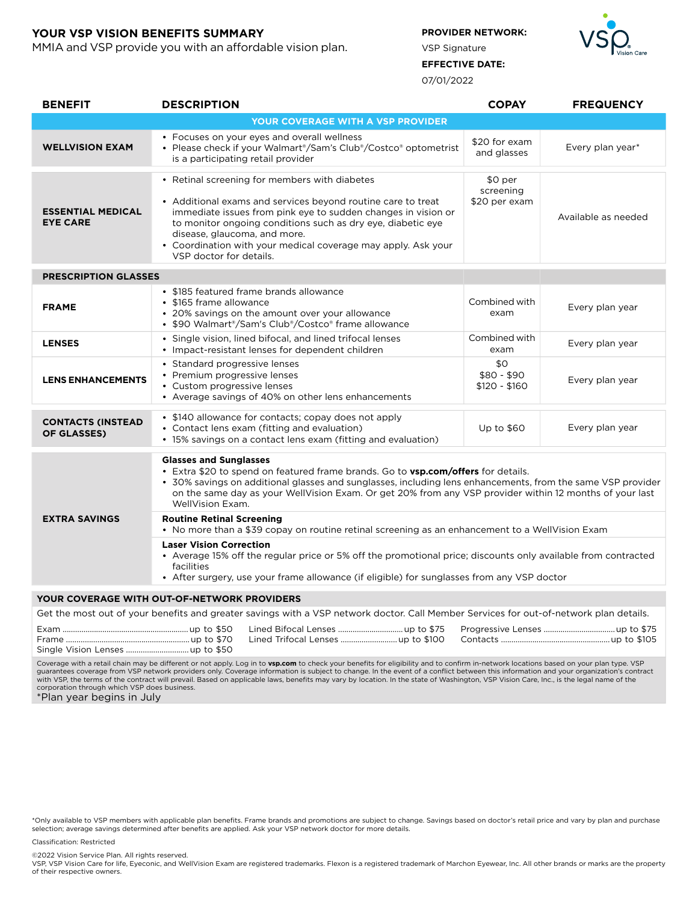# YOUR VSP VISION BENEFITS SUMMARY

MMIA and VSP provide you with an affordable vision plan.

**PROVIDER NETWORK:**
VSP Signature

**EFFECTIVE DATE:**
07/01/2022

| BENEFIT | DESCRIPTION | COPAY | FREQUENCY |
|---|---|---|---|
| **YOUR COVERAGE WITH A VSP PROVIDER** | | | |
| **WELLVISION EXAM** | • Focuses on your eyes and overall wellness<br>• Please check if your Walmart®/Sam's Club®/Costco® optometrist is a participating retail provider | $20 for exam and glasses | Every plan year* |
| **ESSENTIAL MEDICAL EYE CARE** | • Retinal screening for members with diabetes<br>• Additional exams and services beyond routine care to treat immediate issues from pink eye to sudden changes in vision or to monitor ongoing conditions such as dry eye, diabetic eye disease, glaucoma, and more.<br>• Coordination with your medical coverage may apply. Ask your VSP doctor for details. | $0 per screening<br>$20 per exam | Available as needed |
| **PRESCRIPTION GLASSES** | | | |
| **FRAME** | • $185 featured frame brands allowance<br>• $165 frame allowance<br>• 20% savings on the amount over your allowance<br>• $90 Walmart®/Sam's Club®/Costco® frame allowance | Combined with exam | Every plan year |
| **LENSES** | • Single vision, lined bifocal, and lined trifocal lenses<br>• Impact-resistant lenses for dependent children | Combined with exam | Every plan year |
| **LENS ENHANCEMENTS** | • Standard progressive lenses<br>• Premium progressive lenses<br>• Custom progressive lenses<br>• Average savings of 40% on other lens enhancements | $0<br>$80 - $90<br>$120 - $160 | Every plan year |
| **CONTACTS (INSTEAD OF GLASSES)** | • $140 allowance for contacts; copay does not apply<br>• Contact lens exam (fitting and evaluation)<br>• 15% savings on a contact lens exam (fitting and evaluation) | Up to $60 | Every plan year |
| **EXTRA SAVINGS** | **Glasses and Sunglasses**<br>• Extra $20 to spend on featured frame brands. Go to **vsp.com/offers** for details.<br>• 30% savings on additional glasses and sunglasses, including lens enhancements, from the same VSP provider on the same day as your WellVision Exam. Or get 20% from any VSP provider within 12 months of your last WellVision Exam.<br>**Routine Retinal Screening**<br>• No more than a $39 copay on routine retinal screening as an enhancement to a WellVision Exam<br>**Laser Vision Correction**<br>• Average 15% off the regular price or 5% off the promotional price; discounts only available from contracted facilities<br>• After surgery, use your frame allowance (if eligible) for sunglasses from any VSP doctor | | |

## YOUR COVERAGE WITH OUT-OF-NETWORK PROVIDERS

Get the most out of your benefits and greater savings with a VSP network doctor. Call Member Services for out-of-network plan details.

| | | |
|---|---|---|
| Exam ........ up to $50 | Lined Bifocal Lenses ........ up to $75 | Progressive Lenses ........ up to $75 |
| Frame ........ up to $70 | Lined Trifocal Lenses ........ up to $100 | Contacts ........ up to $105 |
| Single Vision Lenses ........ up to $50 | | |

Coverage with a retail chain may be different or not apply. Log in to **vsp.com** to check your benefits for eligibility and to confirm in-network locations based on your plan type. VSP guarantees coverage from VSP network providers only. Coverage information is subject to change. In the event of a conflict between this information and your organization's contract with VSP, the terms of the contract will prevail. Based on applicable laws, benefits may vary by location. In the state of Washington, VSP Vision Care, Inc., is the legal name of the corporation through which VSP does business.

*Plan year begins in July

*Only available to VSP members with applicable plan benefits. Frame brands and promotions are subject to change. Savings based on doctor's retail price and vary by plan and purchase selection; average savings determined after benefits are applied. Ask your VSP network doctor for more details.

Classification: Restricted

©2022 Vision Service Plan. All rights reserved.
VSP, VSP Vision Care for life, Eyeconic, and WellVision Exam are registered trademarks. Flexon is a registered trademark of Marchon Eyewear, Inc. All other brands or marks are the property of their respective owners.